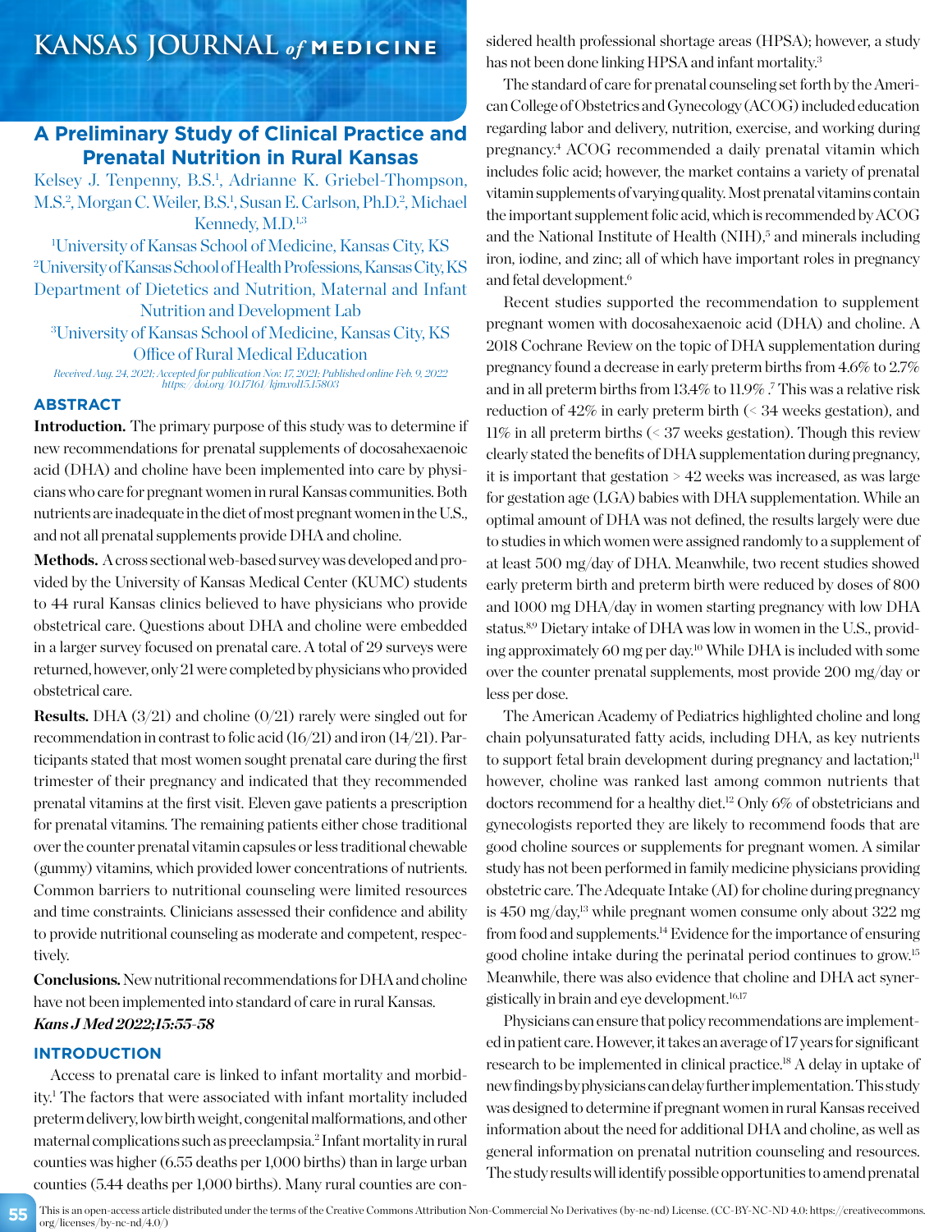# A Preliminary Study of Clinical Practice and Prenatal Nutrition in Rural Kansas

Kelsey J. Tenpenny, B.S.[1], Adrianne K. Griebel-Thompson, M.S.[2], Morgan C. Weiler, B.S.[1], Susan E. Carlson, Ph.D.[2], Michael Kennedy, M.D.[1,3]

[1]University of Kansas School of Medicine, Kansas City, KS
[2]University of Kansas School of Health Professions, Kansas City, KS Department of Dietetics and Nutrition, Maternal and Infant Nutrition and Development Lab
[3]University of Kansas School of Medicine, Kansas City, KS Office of Rural Medical Education

*Received Aug. 24, 2021; Accepted for publication Nov. 17, 2021; Published online Feb. 9, 2022*
*https://doi.org/10.17161/kjm.vol15.15803*

## ABSTRACT

**Introduction.** The primary purpose of this study was to determine if new recommendations for prenatal supplements of docosahexaenoic acid (DHA) and choline have been implemented into care by physicians who care for pregnant women in rural Kansas communities. Both nutrients are inadequate in the diet of most pregnant women in the U.S., and not all prenatal supplements provide DHA and choline.

**Methods.** A cross sectional web-based survey was developed and provided by the University of Kansas Medical Center (KUMC) students to 44 rural Kansas clinics believed to have physicians who provide obstetrical care. Questions about DHA and choline were embedded in a larger survey focused on prenatal care. A total of 29 surveys were returned, however, only 21 were completed by physicians who provided obstetrical care.

**Results.** DHA (3/21) and choline (0/21) rarely were singled out for recommendation in contrast to folic acid (16/21) and iron (14/21). Participants stated that most women sought prenatal care during the first trimester of their pregnancy and indicated that they recommended prenatal vitamins at the first visit. Eleven gave patients a prescription for prenatal vitamins. The remaining patients either chose traditional over the counter prenatal vitamin capsules or less traditional chewable (gummy) vitamins, which provided lower concentrations of nutrients. Common barriers to nutritional counseling were limited resources and time constraints. Clinicians assessed their confidence and ability to provide nutritional counseling as moderate and competent, respectively.

**Conclusions.** New nutritional recommendations for DHA and choline have not been implemented into standard of care in rural Kansas.

***Kans J Med 2022;15:55-58***

## INTRODUCTION

Access to prenatal care is linked to infant mortality and morbidity.[1] The factors that were associated with infant mortality included preterm delivery, low birth weight, congenital malformations, and other maternal complications such as preeclampsia.[2] Infant mortality in rural counties was higher (6.55 deaths per 1,000 births) than in large urban counties (5.44 deaths per 1,000 births). Many rural counties are considered health professional shortage areas (HPSA); however, a study has not been done linking HPSA and infant mortality.[3]

The standard of care for prenatal counseling set forth by the American College of Obstetrics and Gynecology (ACOG) included education regarding labor and delivery, nutrition, exercise, and working during pregnancy.[4] ACOG recommended a daily prenatal vitamin which includes folic acid; however, the market contains a variety of prenatal vitamin supplements of varying quality. Most prenatal vitamins contain the important supplement folic acid, which is recommended by ACOG and the National Institute of Health (NIH),[5] and minerals including iron, iodine, and zinc; all of which have important roles in pregnancy and fetal development.[6]

Recent studies supported the recommendation to supplement pregnant women with docosahexaenoic acid (DHA) and choline. A 2018 Cochrane Review on the topic of DHA supplementation during pregnancy found a decrease in early preterm births from 4.6% to 2.7% and in all preterm births from 13.4% to 11.9%.[7] This was a relative risk reduction of 42% in early preterm birth (< 34 weeks gestation), and 11% in all preterm births (< 37 weeks gestation). Though this review clearly stated the benefits of DHA supplementation during pregnancy, it is important that gestation > 42 weeks was increased, as was large for gestation age (LGA) babies with DHA supplementation. While an optimal amount of DHA was not defined, the results largely were due to studies in which women were assigned randomly to a supplement of at least 500 mg/day of DHA. Meanwhile, two recent studies showed early preterm birth and preterm birth were reduced by doses of 800 and 1000 mg DHA/day in women starting pregnancy with low DHA status.[8,9] Dietary intake of DHA was low in women in the U.S., providing approximately 60 mg per day.[10] While DHA is included with some over the counter prenatal supplements, most provide 200 mg/day or less per dose.

The American Academy of Pediatrics highlighted choline and long chain polyunsaturated fatty acids, including DHA, as key nutrients to support fetal brain development during pregnancy and lactation;[11] however, choline was ranked last among common nutrients that doctors recommend for a healthy diet.[12] Only 6% of obstetricians and gynecologists reported they are likely to recommend foods that are good choline sources or supplements for pregnant women. A similar study has not been performed in family medicine physicians providing obstetric care. The Adequate Intake (AI) for choline during pregnancy is 450 mg/day,[13] while pregnant women consume only about 322 mg from food and supplements.[14] Evidence for the importance of ensuring good choline intake during the perinatal period continues to grow.[15] Meanwhile, there was also evidence that choline and DHA act synergistically in brain and eye development.[16,17]

Physicians can ensure that policy recommendations are implemented in patient care. However, it takes an average of 17 years for significant research to be implemented in clinical practice.[18] A delay in uptake of new findings by physicians can delay further implementation. This study was designed to determine if pregnant women in rural Kansas received information about the need for additional DHA and choline, as well as general information on prenatal nutrition counseling and resources. The study results will identify possible opportunities to amend prenatal

This is an open-access article distributed under the terms of the Creative Commons Attribution Non-Commercial No Derivatives (by-nc-nd) License. (CC-BY-NC-ND 4.0: https://creativecommons.org/licenses/by-nc-nd/4.0/)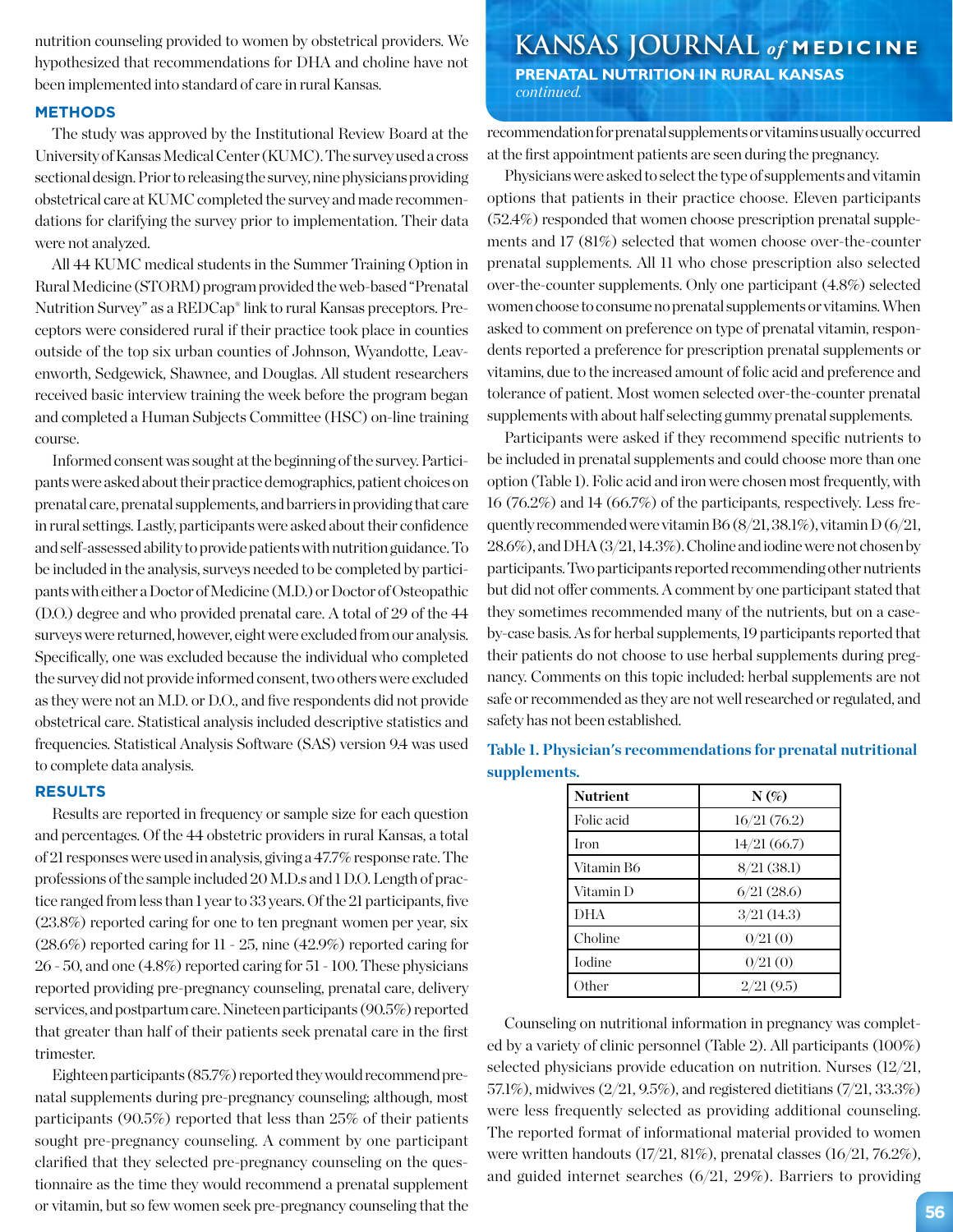nutrition counseling provided to women by obstetrical providers. We hypothesized that recommendations for DHA and choline have not been implemented into standard of care in rural Kansas.

## METHODS

The study was approved by the Institutional Review Board at the University of Kansas Medical Center (KUMC). The survey used a cross sectional design. Prior to releasing the survey, nine physicians providing obstetrical care at KUMC completed the survey and made recommendations for clarifying the survey prior to implementation. Their data were not analyzed.

All 44 KUMC medical students in the Summer Training Option in Rural Medicine (STORM) program provided the web-based "Prenatal Nutrition Survey" as a REDCap® link to rural Kansas preceptors. Preceptors were considered rural if their practice took place in counties outside of the top six urban counties of Johnson, Wyandotte, Leavenworth, Sedgewick, Shawnee, and Douglas. All student researchers received basic interview training the week before the program began and completed a Human Subjects Committee (HSC) on-line training course.

Informed consent was sought at the beginning of the survey. Participants were asked about their practice demographics, patient choices on prenatal care, prenatal supplements, and barriers in providing that care in rural settings. Lastly, participants were asked about their confidence and self-assessed ability to provide patients with nutrition guidance. To be included in the analysis, surveys needed to be completed by participants with either a Doctor of Medicine (M.D.) or Doctor of Osteopathic (D.O.) degree and who provided prenatal care. A total of 29 of the 44 surveys were returned, however, eight were excluded from our analysis. Specifically, one was excluded because the individual who completed the survey did not provide informed consent, two others were excluded as they were not an M.D. or D.O., and five respondents did not provide obstetrical care. Statistical analysis included descriptive statistics and frequencies. Statistical Analysis Software (SAS) version 9.4 was used to complete data analysis.

## RESULTS

Results are reported in frequency or sample size for each question and percentages. Of the 44 obstetric providers in rural Kansas, a total of 21 responses were used in analysis, giving a 47.7% response rate. The professions of the sample included 20 M.D.s and 1 D.O. Length of practice ranged from less than 1 year to 33 years. Of the 21 participants, five (23.8%) reported caring for one to ten pregnant women per year, six (28.6%) reported caring for 11 - 25, nine (42.9%) reported caring for 26 - 50, and one (4.8%) reported caring for 51 - 100. These physicians reported providing pre-pregnancy counseling, prenatal care, delivery services, and postpartum care. Nineteen participants (90.5%) reported that greater than half of their patients seek prenatal care in the first trimester.

Eighteen participants (85.7%) reported they would recommend prenatal supplements during pre-pregnancy counseling; although, most participants (90.5%) reported that less than 25% of their patients sought pre-pregnancy counseling. A comment by one participant clarified that they selected pre-pregnancy counseling on the questionnaire as the time they would recommend a prenatal supplement or vitamin, but so few women seek pre-pregnancy counseling that the recommendation for prenatal supplements or vitamins usually occurred at the first appointment patients are seen during the pregnancy.

Physicians were asked to select the type of supplements and vitamin options that patients in their practice choose. Eleven participants (52.4%) responded that women choose prescription prenatal supplements and 17 (81%) selected that women choose over-the-counter prenatal supplements. All 11 who chose prescription also selected over-the-counter supplements. Only one participant (4.8%) selected women choose to consume no prenatal supplements or vitamins. When asked to comment on preference on type of prenatal vitamin, respondents reported a preference for prescription prenatal supplements or vitamins, due to the increased amount of folic acid and preference and tolerance of patient. Most women selected over-the-counter prenatal supplements with about half selecting gummy prenatal supplements.

Participants were asked if they recommend specific nutrients to be included in prenatal supplements and could choose more than one option (Table 1). Folic acid and iron were chosen most frequently, with 16 (76.2%) and 14 (66.7%) of the participants, respectively. Less frequently recommended were vitamin B6 (8/21, 38.1%), vitamin D (6/21, 28.6%), and DHA (3/21, 14.3%). Choline and iodine were not chosen by participants. Two participants reported recommending other nutrients but did not offer comments. A comment by one participant stated that they sometimes recommended many of the nutrients, but on a case-by-case basis. As for herbal supplements, 19 participants reported that their patients do not choose to use herbal supplements during pregnancy. Comments on this topic included: herbal supplements are not safe or recommended as they are not well researched or regulated, and safety has not been established.

**Table 1. Physician's recommendations for prenatal nutritional supplements.**

| Nutrient | N (%) |
|---|---|
| Folic acid | 16/21 (76.2) |
| Iron | 14/21 (66.7) |
| Vitamin B6 | 8/21 (38.1) |
| Vitamin D | 6/21 (28.6) |
| DHA | 3/21 (14.3) |
| Choline | 0/21 (0) |
| Iodine | 0/21 (0) |
| Other | 2/21 (9.5) |

Counseling on nutritional information in pregnancy was completed by a variety of clinic personnel (Table 2). All participants (100%) selected physicians provide education on nutrition. Nurses (12/21, 57.1%), midwives (2/21, 9.5%), and registered dietitians (7/21, 33.3%) were less frequently selected as providing additional counseling. The reported format of informational material provided to women were written handouts (17/21, 81%), prenatal classes (16/21, 76.2%), and guided internet searches (6/21, 29%). Barriers to providing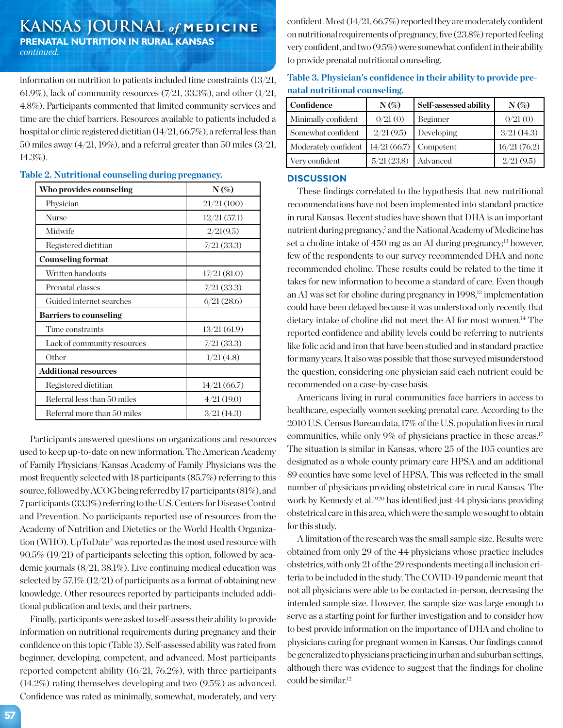information on nutrition to patients included time constraints (13/21, 61.9%), lack of community resources (7/21, 33.3%), and other (1/21, 4.8%). Participants commented that limited community services and time are the chief barriers. Resources available to patients included a hospital or clinic registered dietitian (14/21, 66.7%), a referral less than 50 miles away (4/21, 19%), and a referral greater than 50 miles (3/21, 14.3%).

**Table 2. Nutritional counseling during pregnancy.**

| Who provides counseling | N (%) |
|---|---|
| Physician | 21/21 (100) |
| Nurse | 12/21 (57.1) |
| Midwife | 2/21(9.5) |
| Registered dietitian | 7/21 (33.3) |
| **Counseling format** | |
| Written handouts | 17/21 (81.0) |
| Prenatal classes | 7/21 (33.3) |
| Guided internet searches | 6/21 (28.6) |
| **Barriers to counseling** | |
| Time constraints | 13/21 (61.9) |
| Lack of community resources | 7/21 (33.3) |
| Other | 1/21 (4.8) |
| **Additional resources** | |
| Registered dietitian | 14/21 (66.7) |
| Referral less than 50 miles | 4/21 (19.0) |
| Referral more than 50 miles | 3/21 (14.3) |

Participants answered questions on organizations and resources used to keep up-to-date on new information. The American Academy of Family Physicians/Kansas Academy of Family Physicians was the most frequently selected with 18 participants (85.7%) referring to this source, followed by ACOG being referred by 17 participants (81%), and 7 participants (33.3%) referring to the U.S. Centers for Disease Control and Prevention. No participants reported use of resources from the Academy of Nutrition and Dietetics or the World Health Organization (WHO). UpToDate® was reported as the most used resource with 90.5% (19/21) of participants selecting this option, followed by academic journals (8/21, 38.1%). Live continuing medical education was selected by 57.1% (12/21) of participants as a format of obtaining new knowledge. Other resources reported by participants included additional publication and texts, and their partners.

Finally, participants were asked to self-assess their ability to provide information on nutritional requirements during pregnancy and their confidence on this topic (Table 3). Self-assessed ability was rated from beginner, developing, competent, and advanced. Most participants reported competent ability (16/21, 76.2%), with three participants (14.2%) rating themselves developing and two (9.5%) as advanced. Confidence was rated as minimally, somewhat, moderately, and very confident. Most (14/21, 66.7%) reported they are moderately confident on nutritional requirements of pregnancy, five (23.8%) reported feeling very confident, and two (9.5%) were somewhat confident in their ability to provide prenatal nutritional counseling.

**Table 3. Physician's confidence in their ability to provide prenatal nutritional counseling.**

| Confidence | N (%) | Self-assessed ability | N (%) |
|---|---|---|---|
| Minimally confident | 0/21 (0) | Beginner | 0/21 (0) |
| Somewhat confident | 2/21 (9.5) | Developing | 3/21 (14.3) |
| Moderately confident | 14/21 (66.7) | Competent | 16/21 (76.2) |
| Very confident | 5/21 (23.8) | Advanced | 2/21 (9.5) |

## DISCUSSION

These findings correlated to the hypothesis that new nutritional recommendations have not been implemented into standard practice in rural Kansas. Recent studies have shown that DHA is an important nutrient during pregnancy,[7] and the National Academy of Medicine has set a choline intake of 450 mg as an AI during pregnancy;[13] however, few of the respondents to our survey recommended DHA and none recommended choline. These results could be related to the time it takes for new information to become a standard of care. Even though an AI was set for choline during pregnancy in 1998,[13] implementation could have been delayed because it was understood only recently that dietary intake of choline did not meet the AI for most women.[14] The reported confidence and ability levels could be referring to nutrients like folic acid and iron that have been studied and in standard practice for many years. It also was possible that those surveyed misunderstood the question, considering one physician said each nutrient could be recommended on a case-by-case basis.

Americans living in rural communities face barriers in access to healthcare, especially women seeking prenatal care. According to the 2010 U.S. Census Bureau data, 17% of the U.S. population lives in rural communities, while only 9% of physicians practice in these areas.[17] The situation is similar in Kansas, where 25 of the 105 counties are designated as a whole county primary care HPSA and an additional 89 counties have some level of HPSA. This was reflected in the small number of physicians providing obstetrical care in rural Kansas. The work by Kennedy et al.[19,20] has identified just 44 physicians providing obstetrical care in this area, which were the sample we sought to obtain for this study.

A limitation of the research was the small sample size. Results were obtained from only 29 of the 44 physicians whose practice includes obstetrics, with only 21 of the 29 respondents meeting all inclusion criteria to be included in the study. The COVID-19 pandemic meant that not all physicians were able to be contacted in-person, decreasing the intended sample size. However, the sample size was large enough to serve as a starting point for further investigation and to consider how to best provide information on the importance of DHA and choline to physicians caring for pregnant women in Kansas. Our findings cannot be generalized to physicians practicing in urban and suburban settings, although there was evidence to suggest that the findings for choline could be similar.[12]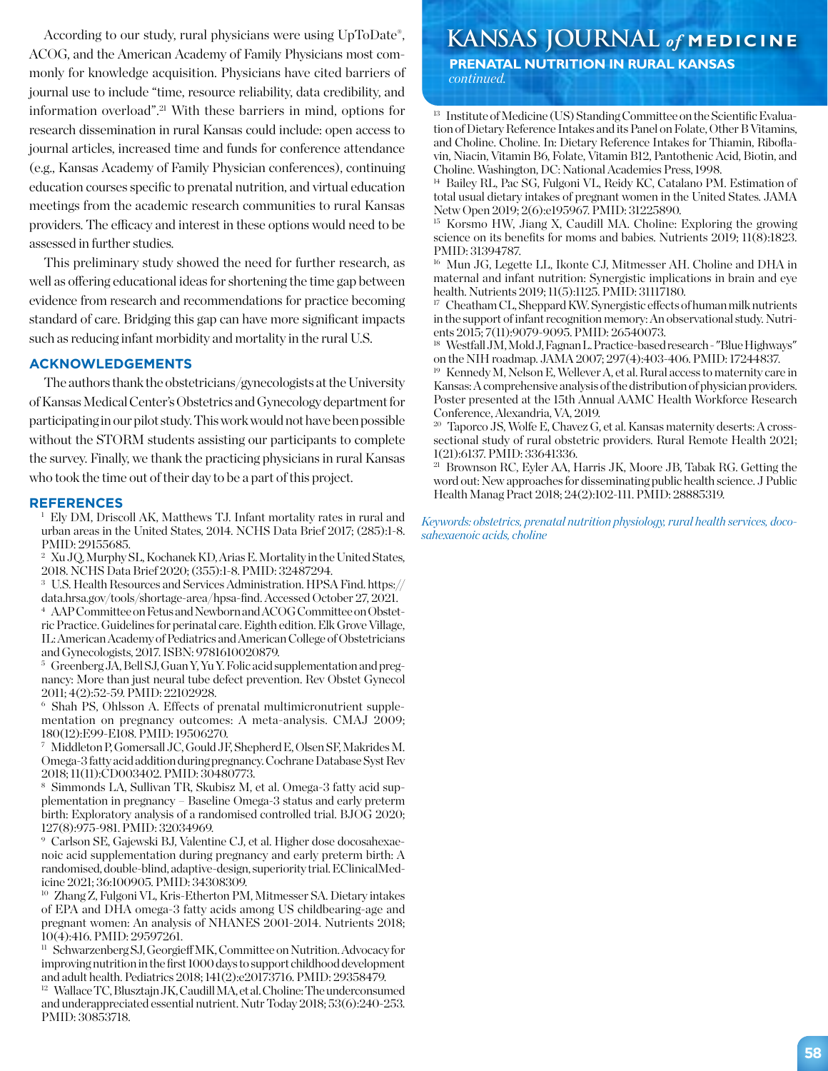According to our study, rural physicians were using UpToDate®, ACOG, and the American Academy of Family Physicians most commonly for knowledge acquisition. Physicians have cited barriers of journal use to include "time, resource reliability, data credibility, and information overload".[21] With these barriers in mind, options for research dissemination in rural Kansas could include: open access to journal articles, increased time and funds for conference attendance (e.g., Kansas Academy of Family Physician conferences), continuing education courses specific to prenatal nutrition, and virtual education meetings from the academic research communities to rural Kansas providers. The efficacy and interest in these options would need to be assessed in further studies.

This preliminary study showed the need for further research, as well as offering educational ideas for shortening the time gap between evidence from research and recommendations for practice becoming standard of care. Bridging this gap can have more significant impacts such as reducing infant morbidity and mortality in the rural U.S.

## ACKNOWLEDGEMENTS

The authors thank the obstetricians/gynecologists at the University of Kansas Medical Center's Obstetrics and Gynecology department for participating in our pilot study. This work would not have been possible without the STORM students assisting our participants to complete the survey. Finally, we thank the practicing physicians in rural Kansas who took the time out of their day to be a part of this project.

## REFERENCES

[1] Ely DM, Driscoll AK, Matthews TJ. Infant mortality rates in rural and urban areas in the United States, 2014. NCHS Data Brief 2017; (285):1-8. PMID: 29155685.

[2] Xu JQ, Murphy SL, Kochanek KD, Arias E. Mortality in the United States, 2018. NCHS Data Brief 2020; (355):1-8. PMID: 32487294.

[3] U.S. Health Resources and Services Administration. HPSA Find. https://data.hrsa.gov/tools/shortage-area/hpsa-find. Accessed October 27, 2021.

[4] AAP Committee on Fetus and Newborn and ACOG Committee on Obstetric Practice. Guidelines for perinatal care. Eighth edition. Elk Grove Village, IL: American Academy of Pediatrics and American College of Obstetricians and Gynecologists, 2017. ISBN: 9781610020879.

[5] Greenberg JA, Bell SJ, Guan Y, Yu Y. Folic acid supplementation and pregnancy: More than just neural tube defect prevention. Rev Obstet Gynecol 2011; 4(2):52-59. PMID: 22102928.

[6] Shah PS, Ohlsson A. Effects of prenatal multimicronutrient supplementation on pregnancy outcomes: A meta-analysis. CMAJ 2009; 180(12):E99-E108. PMID: 19506270.

[7] Middleton P, Gomersall JC, Gould JF, Shepherd E, Olsen SF, Makrides M. Omega-3 fatty acid addition during pregnancy. Cochrane Database Syst Rev 2018; 11(11):CD003402. PMID: 30480773.

[8] Simmonds LA, Sullivan TR, Skubisz M, et al. Omega-3 fatty acid supplementation in pregnancy – Baseline Omega-3 status and early preterm birth: Exploratory analysis of a randomised controlled trial. BJOG 2020; 127(8):975-981. PMID: 32034969.

[9] Carlson SE, Gajewski BJ, Valentine CJ, et al. Higher dose docosahexaenoic acid supplementation during pregnancy and early preterm birth: A randomised, double-blind, adaptive-design, superiority trial. EClinicalMedicine 2021; 36:100905. PMID: 34308309.

[10] Zhang Z, Fulgoni VL, Kris-Etherton PM, Mitmesser SA. Dietary intakes of EPA and DHA omega-3 fatty acids among US childbearing-age and pregnant women: An analysis of NHANES 2001-2014. Nutrients 2018; 10(4):416. PMID: 29597261.

[11] Schwarzenberg SJ, Georgieff MK, Committee on Nutrition. Advocacy for improving nutrition in the first 1000 days to support childhood development and adult health. Pediatrics 2018; 141(2):e20173716. PMID: 29358479.

[12] Wallace TC, Blusztajn JK, Caudill MA, et al. Choline: The underconsumed and underappreciated essential nutrient. Nutr Today 2018; 53(6):240-253. PMID: 30853718.

[13] Institute of Medicine (US) Standing Committee on the Scientific Evaluation of Dietary Reference Intakes and its Panel on Folate, Other B Vitamins, and Choline. Choline. In: Dietary Reference Intakes for Thiamin, Riboflavin, Niacin, Vitamin B6, Folate, Vitamin B12, Pantothenic Acid, Biotin, and Choline. Washington, DC: National Academies Press, 1998.

[14] Bailey RL, Pac SG, Fulgoni VL, Reidy KC, Catalano PM. Estimation of total usual dietary intakes of pregnant women in the United States. JAMA Netw Open 2019; 2(6):e195967. PMID: 31225890.

[15] Korsmo HW, Jiang X, Caudill MA. Choline: Exploring the growing science on its benefits for moms and babies. Nutrients 2019; 11(8):1823. PMID: 31394787.

[16] Mun JG, Legette LL, Ikonte CJ, Mitmesser AH. Choline and DHA in maternal and infant nutrition: Synergistic implications in brain and eye health. Nutrients 2019; 11(5):1125. PMID: 31117180.

[17] Cheatham CL, Sheppard KW. Synergistic effects of human milk nutrients in the support of infant recognition memory: An observational study. Nutrients 2015; 7(11):9079-9095. PMID: 26540073.

[18] Westfall JM, Mold J, Fagnan L. Practice-based research - "Blue Highways" on the NIH roadmap. JAMA 2007; 297(4):403-406. PMID: 17244837.

[19] Kennedy M, Nelson E, Wellever A, et al. Rural access to maternity care in Kansas: A comprehensive analysis of the distribution of physician providers. Poster presented at the 15th Annual AAMC Health Workforce Research Conference, Alexandria, VA, 2019.

[20] Taporco JS, Wolfe E, Chavez G, et al. Kansas maternity deserts: A cross-sectional study of rural obstetric providers. Rural Remote Health 2021; 1(21):6137. PMID: 33641336.

[21] Brownson RC, Eyler AA, Harris JK, Moore JB, Tabak RG. Getting the word out: New approaches for disseminating public health science. J Public Health Manag Pract 2018; 24(2):102-111. PMID: 28885319.

*Keywords: obstetrics, prenatal nutrition physiology, rural health services, docosahexaenoic acids, choline*